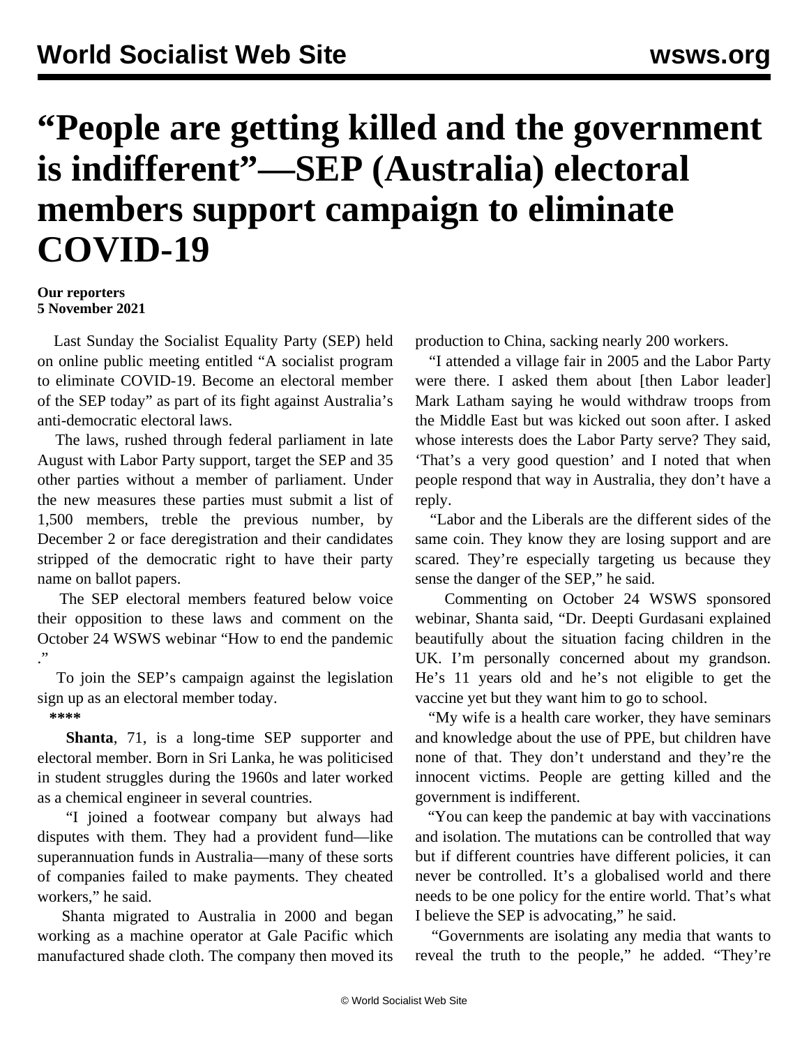# "People are getting killed and the government is indifferent"—SEP (Australia) electoral members support campaign to eliminate COVID-19

**Our reporters**
**5 November 2021**

Last Sunday the Socialist Equality Party (SEP) held on online public meeting entitled "A socialist program to eliminate COVID-19. Become an electoral member of the SEP today" as part of its fight against Australia's anti-democratic electoral laws.

The laws, rushed through federal parliament in late August with Labor Party support, target the SEP and 35 other parties without a member of parliament. Under the new measures these parties must submit a list of 1,500 members, treble the previous number, by December 2 or face deregistration and their candidates stripped of the democratic right to have their party name on ballot papers.

The SEP electoral members featured below voice their opposition to these laws and comment on the October 24 WSWS webinar "How to end the pandemic."

To join the SEP's campaign against the legislation sign up as an electoral member today.

****

**Shanta**, 71, is a long-time SEP supporter and electoral member. Born in Sri Lanka, he was politicised in student struggles during the 1960s and later worked as a chemical engineer in several countries.

"I joined a footwear company but always had disputes with them. They had a provident fund—like superannuation funds in Australia—many of these sorts of companies failed to make payments. They cheated workers," he said.

Shanta migrated to Australia in 2000 and began working as a machine operator at Gale Pacific which manufactured shade cloth. The company then moved its production to China, sacking nearly 200 workers.

"I attended a village fair in 2005 and the Labor Party were there. I asked them about [then Labor leader] Mark Latham saying he would withdraw troops from the Middle East but was kicked out soon after. I asked whose interests does the Labor Party serve? They said, 'That's a very good question' and I noted that when people respond that way in Australia, they don't have a reply.

"Labor and the Liberals are the different sides of the same coin. They know they are losing support and are scared. They're especially targeting us because they sense the danger of the SEP," he said.

Commenting on October 24 WSWS sponsored webinar, Shanta said, "Dr. Deepti Gurdasani explained beautifully about the situation facing children in the UK. I'm personally concerned about my grandson. He's 11 years old and he's not eligible to get the vaccine yet but they want him to go to school.

"My wife is a health care worker, they have seminars and knowledge about the use of PPE, but children have none of that. They don't understand and they're the innocent victims. People are getting killed and the government is indifferent.

"You can keep the pandemic at bay with vaccinations and isolation. The mutations can be controlled that way but if different countries have different policies, it can never be controlled. It's a globalised world and there needs to be one policy for the entire world. That's what I believe the SEP is advocating," he said.

"Governments are isolating any media that wants to reveal the truth to the people," he added. "They're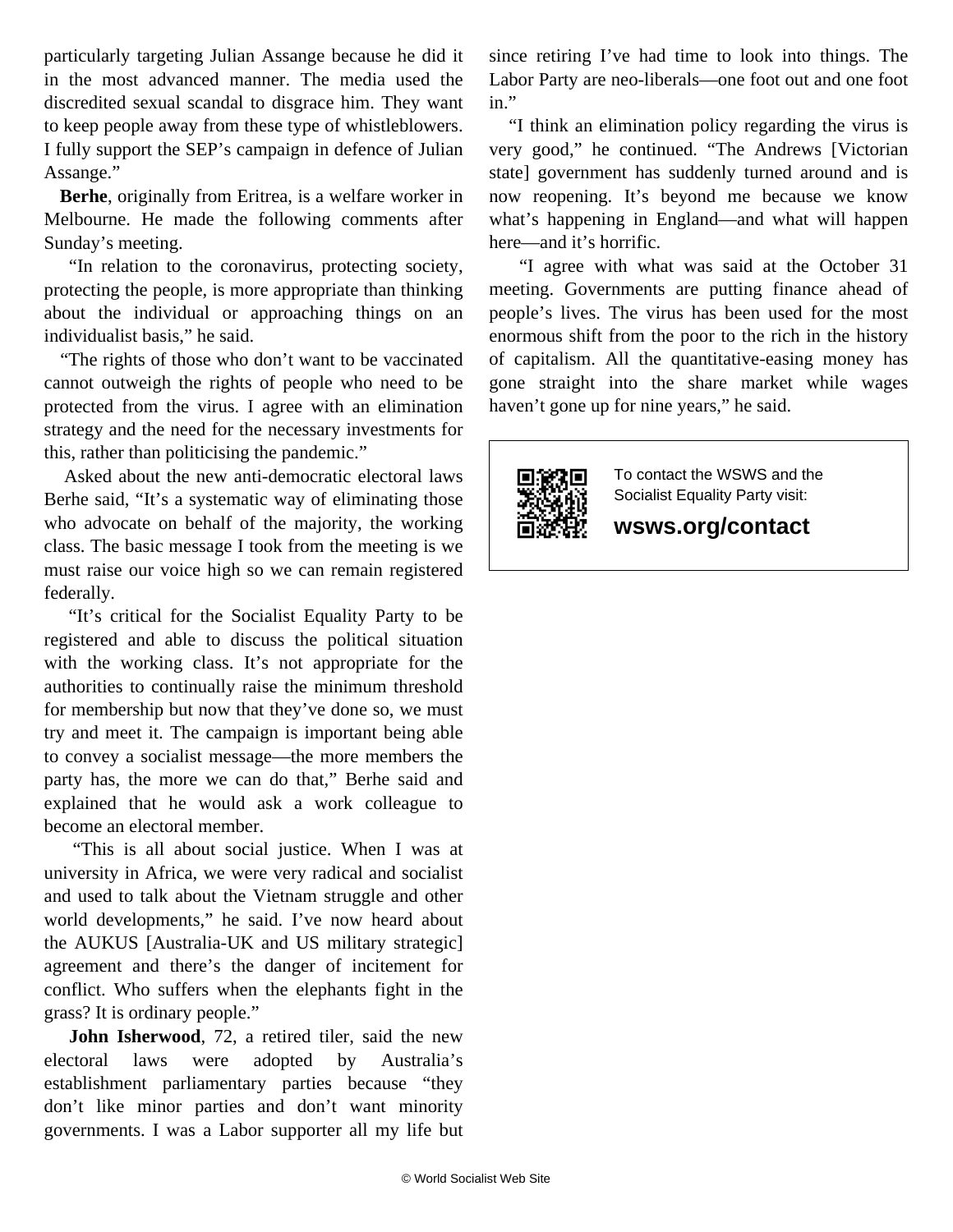particularly targeting Julian Assange because he did it in the most advanced manner. The media used the discredited sexual scandal to disgrace him. They want to keep people away from these type of whistleblowers. I fully support the SEP's campaign in defence of Julian Assange."

**Berhe**, originally from Eritrea, is a welfare worker in Melbourne. He made the following comments after Sunday's meeting.

"In relation to the coronavirus, protecting society, protecting the people, is more appropriate than thinking about the individual or approaching things on an individualist basis," he said.

"The rights of those who don't want to be vaccinated cannot outweigh the rights of people who need to be protected from the virus. I agree with an elimination strategy and the need for the necessary investments for this, rather than politicising the pandemic."

Asked about the new anti-democratic electoral laws Berhe said, "It's a systematic way of eliminating those who advocate on behalf of the majority, the working class. The basic message I took from the meeting is we must raise our voice high so we can remain registered federally.

"It's critical for the Socialist Equality Party to be registered and able to discuss the political situation with the working class. It's not appropriate for the authorities to continually raise the minimum threshold for membership but now that they've done so, we must try and meet it. The campaign is important being able to convey a socialist message—the more members the party has, the more we can do that," Berhe said and explained that he would ask a work colleague to become an electoral member.

"This is all about social justice. When I was at university in Africa, we were very radical and socialist and used to talk about the Vietnam struggle and other world developments," he said. I've now heard about the AUKUS [Australia-UK and US military strategic] agreement and there's the danger of incitement for conflict. Who suffers when the elephants fight in the grass? It is ordinary people."

**John Isherwood**, 72, a retired tiler, said the new electoral laws were adopted by Australia's establishment parliamentary parties because "they don't like minor parties and don't want minority governments. I was a Labor supporter all my life but since retiring I've had time to look into things. The Labor Party are neo-liberals—one foot out and one foot in."

"I think an elimination policy regarding the virus is very good," he continued. "The Andrews [Victorian state] government has suddenly turned around and is now reopening. It's beyond me because we know what's happening in England—and what will happen here—and it's horrific.

"I agree with what was said at the October 31 meeting. Governments are putting finance ahead of people's lives. The virus has been used for the most enormous shift from the poor to the rich in the history of capitalism. All the quantitative-easing money has gone straight into the share market while wages haven't gone up for nine years," he said.

To contact the WSWS and the Socialist Equality Party visit:

**wsws.org/contact**